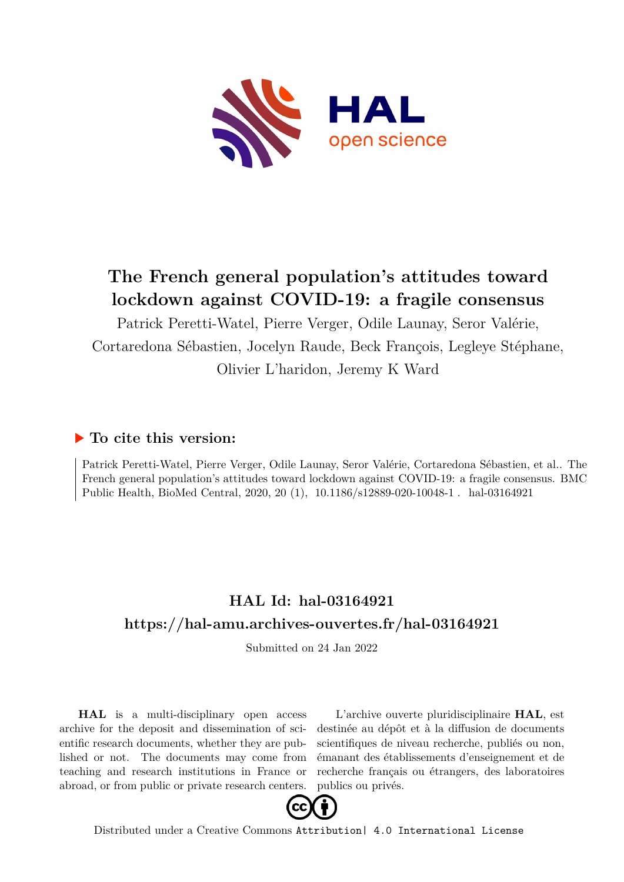# The French general population's attitudes toward lockdown against COVID-19: a fragile consensus

Patrick Peretti-Watel, Pierre Verger, Odile Launay, Seror Valérie, Cortaredona Sébastien, Jocelyn Raude, Beck François, Legleye Stéphane, Olivier L'haridon, Jeremy K Ward

## ▶ To cite this version:

Patrick Peretti-Watel, Pierre Verger, Odile Launay, Seror Valérie, Cortaredona Sébastien, et al.. The French general population's attitudes toward lockdown against COVID-19: a fragile consensus. BMC Public Health, BioMed Central, 2020, 20 (1), 10.1186/s12889-020-10048-1 . hal-03164921

## HAL Id: hal-03164921
## https://hal-amu.archives-ouvertes.fr/hal-03164921

Submitted on 24 Jan 2022

**HAL** is a multi-disciplinary open access archive for the deposit and dissemination of scientific research documents, whether they are published or not. The documents may come from teaching and research institutions in France or abroad, or from public or private research centers.

L'archive ouverte pluridisciplinaire **HAL**, est destinée au dépôt et à la diffusion de documents scientifiques de niveau recherche, publiés ou non, émanant des établissements d'enseignement et de recherche français ou étrangers, des laboratoires publics ou privés.

Distributed under a Creative Commons Attribution| 4.0 International License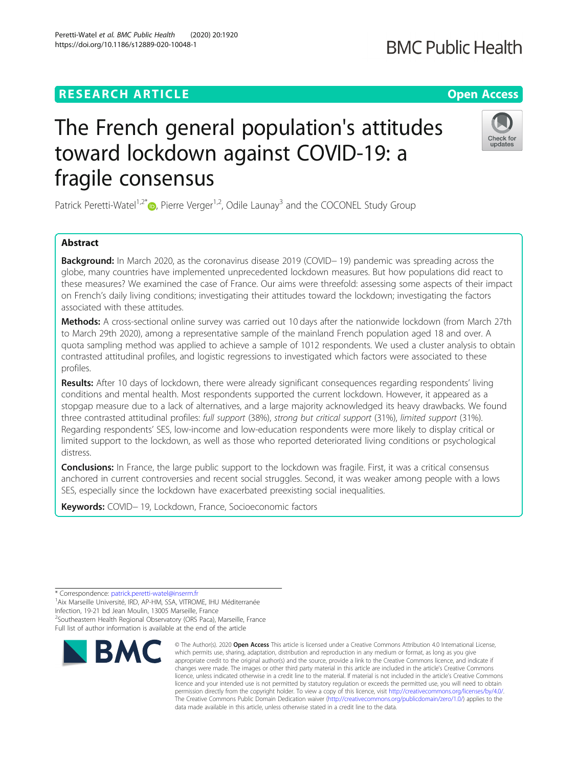# RESEARCH ARTICLE

**Open Access**

# The French general population's attitudes toward lockdown against COVID-19: a fragile consensus

Patrick Peretti-Watel[1,2*], Pierre Verger[1,2], Odile Launay[3] and the COCONEL Study Group

## Abstract

**Background:** In March 2020, as the coronavirus disease 2019 (COVID– 19) pandemic was spreading across the globe, many countries have implemented unprecedented lockdown measures. But how populations did react to these measures? We examined the case of France. Our aims were threefold: assessing some aspects of their impact on French's daily living conditions; investigating their attitudes toward the lockdown; investigating the factors associated with these attitudes.

**Methods:** A cross-sectional online survey was carried out 10 days after the nationwide lockdown (from March 27th to March 29th 2020), among a representative sample of the mainland French population aged 18 and over. A quota sampling method was applied to achieve a sample of 1012 respondents. We used a cluster analysis to obtain contrasted attitudinal profiles, and logistic regressions to investigated which factors were associated to these profiles.

**Results:** After 10 days of lockdown, there were already significant consequences regarding respondents' living conditions and mental health. Most respondents supported the current lockdown. However, it appeared as a stopgap measure due to a lack of alternatives, and a large majority acknowledged its heavy drawbacks. We found three contrasted attitudinal profiles: *full support* (38%), *strong but critical support* (31%), *limited support* (31%). Regarding respondents' SES, low-income and low-education respondents were more likely to display critical or limited support to the lockdown, as well as those who reported deteriorated living conditions or psychological distress.

**Conclusions:** In France, the large public support to the lockdown was fragile. First, it was a critical consensus anchored in current controversies and recent social struggles. Second, it was weaker among people with a lows SES, especially since the lockdown have exacerbated preexisting social inequalities.

**Keywords:** COVID– 19, Lockdown, France, Socioeconomic factors

\* Correspondence: patrick.peretti-watel@inserm.fr
[1]Aix Marseille Université, IRD, AP-HM, SSA, VITROME, IHU Méditerranée Infection, 19-21 bd Jean Moulin, 13005 Marseille, France
[2]Southeastern Health Regional Observatory (ORS Paca), Marseille, France
Full list of author information is available at the end of the article

© The Author(s). 2020 **Open Access** This article is licensed under a Creative Commons Attribution 4.0 International License, which permits use, sharing, adaptation, distribution and reproduction in any medium or format, as long as you give appropriate credit to the original author(s) and the source, provide a link to the Creative Commons licence, and indicate if changes were made. The images or other third party material in this article are included in the article's Creative Commons licence, unless indicated otherwise in a credit line to the material. If material is not included in the article's Creative Commons licence and your intended use is not permitted by statutory regulation or exceeds the permitted use, you will need to obtain permission directly from the copyright holder. To view a copy of this licence, visit http://creativecommons.org/licenses/by/4.0/. The Creative Commons Public Domain Dedication waiver (http://creativecommons.org/publicdomain/zero/1.0/) applies to the data made available in this article, unless otherwise stated in a credit line to the data.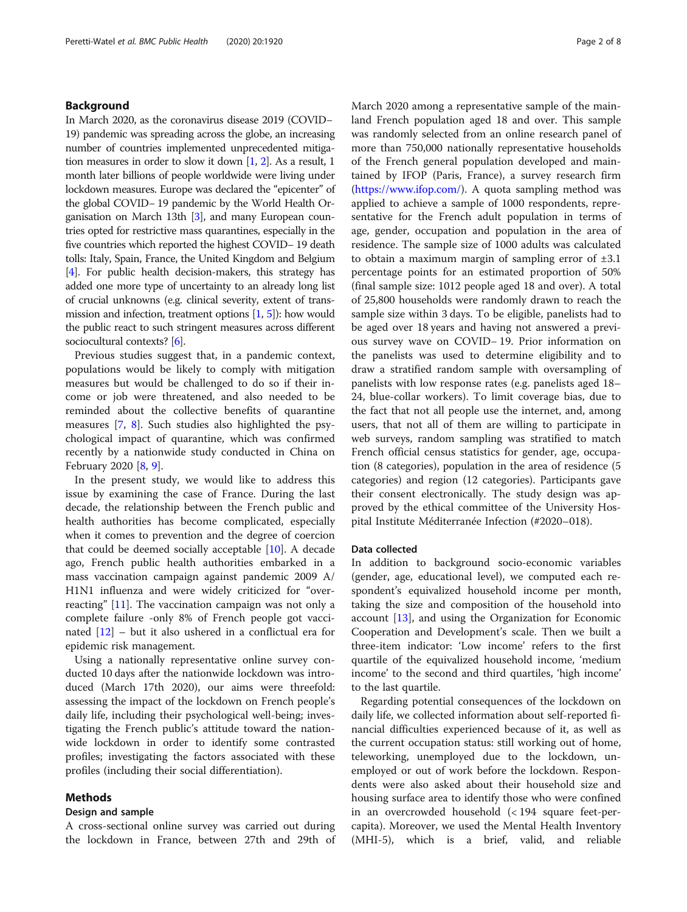## Background

In March 2020, as the coronavirus disease 2019 (COVID–19) pandemic was spreading across the globe, an increasing number of countries implemented unprecedented mitigation measures in order to slow it down [1, 2]. As a result, 1 month later billions of people worldwide were living under lockdown measures. Europe was declared the "epicenter" of the global COVID– 19 pandemic by the World Health Organisation on March 13th [3], and many European countries opted for restrictive mass quarantines, especially in the five countries which reported the highest COVID– 19 death tolls: Italy, Spain, France, the United Kingdom and Belgium [4]. For public health decision-makers, this strategy has added one more type of uncertainty to an already long list of crucial unknowns (e.g. clinical severity, extent of transmission and infection, treatment options [1, 5]): how would the public react to such stringent measures across different sociocultural contexts? [6].

Previous studies suggest that, in a pandemic context, populations would be likely to comply with mitigation measures but would be challenged to do so if their income or job were threatened, and also needed to be reminded about the collective benefits of quarantine measures [7, 8]. Such studies also highlighted the psychological impact of quarantine, which was confirmed recently by a nationwide study conducted in China on February 2020 [8, 9].

In the present study, we would like to address this issue by examining the case of France. During the last decade, the relationship between the French public and health authorities has become complicated, especially when it comes to prevention and the degree of coercion that could be deemed socially acceptable [10]. A decade ago, French public health authorities embarked in a mass vaccination campaign against pandemic 2009 A/H1N1 influenza and were widely criticized for "over-reacting" [11]. The vaccination campaign was not only a complete failure -only 8% of French people got vaccinated [12] – but it also ushered in a conflictual era for epidemic risk management.

Using a nationally representative online survey conducted 10 days after the nationwide lockdown was introduced (March 17th 2020), our aims were threefold: assessing the impact of the lockdown on French people's daily life, including their psychological well-being; investigating the French public's attitude toward the nationwide lockdown in order to identify some contrasted profiles; investigating the factors associated with these profiles (including their social differentiation).

## Methods

### Design and sample

A cross-sectional online survey was carried out during the lockdown in France, between 27th and 29th of March 2020 among a representative sample of the mainland French population aged 18 and over. This sample was randomly selected from an online research panel of more than 750,000 nationally representative households of the French general population developed and maintained by IFOP (Paris, France), a survey research firm (https://www.ifop.com/). A quota sampling method was applied to achieve a sample of 1000 respondents, representative for the French adult population in terms of age, gender, occupation and population in the area of residence. The sample size of 1000 adults was calculated to obtain a maximum margin of sampling error of ±3.1 percentage points for an estimated proportion of 50% (final sample size: 1012 people aged 18 and over). A total of 25,800 households were randomly drawn to reach the sample size within 3 days. To be eligible, panelists had to be aged over 18 years and having not answered a previous survey wave on COVID– 19. Prior information on the panelists was used to determine eligibility and to draw a stratified random sample with oversampling of panelists with low response rates (e.g. panelists aged 18–24, blue-collar workers). To limit coverage bias, due to the fact that not all people use the internet, and, among users, that not all of them are willing to participate in web surveys, random sampling was stratified to match French official census statistics for gender, age, occupation (8 categories), population in the area of residence (5 categories) and region (12 categories). Participants gave their consent electronically. The study design was approved by the ethical committee of the University Hospital Institute Méditerranée Infection (#2020–018).

### Data collected

In addition to background socio-economic variables (gender, age, educational level), we computed each respondent's equivalized household income per month, taking the size and composition of the household into account [13], and using the Organization for Economic Cooperation and Development's scale. Then we built a three-item indicator: 'Low income' refers to the first quartile of the equivalized household income, 'medium income' to the second and third quartiles, 'high income' to the last quartile.

Regarding potential consequences of the lockdown on daily life, we collected information about self-reported financial difficulties experienced because of it, as well as the current occupation status: still working out of home, teleworking, unemployed due to the lockdown, unemployed or out of work before the lockdown. Respondents were also asked about their household size and housing surface area to identify those who were confined in an overcrowded household (< 194 square feet-per-capita). Moreover, we used the Mental Health Inventory (MHI-5), which is a brief, valid, and reliable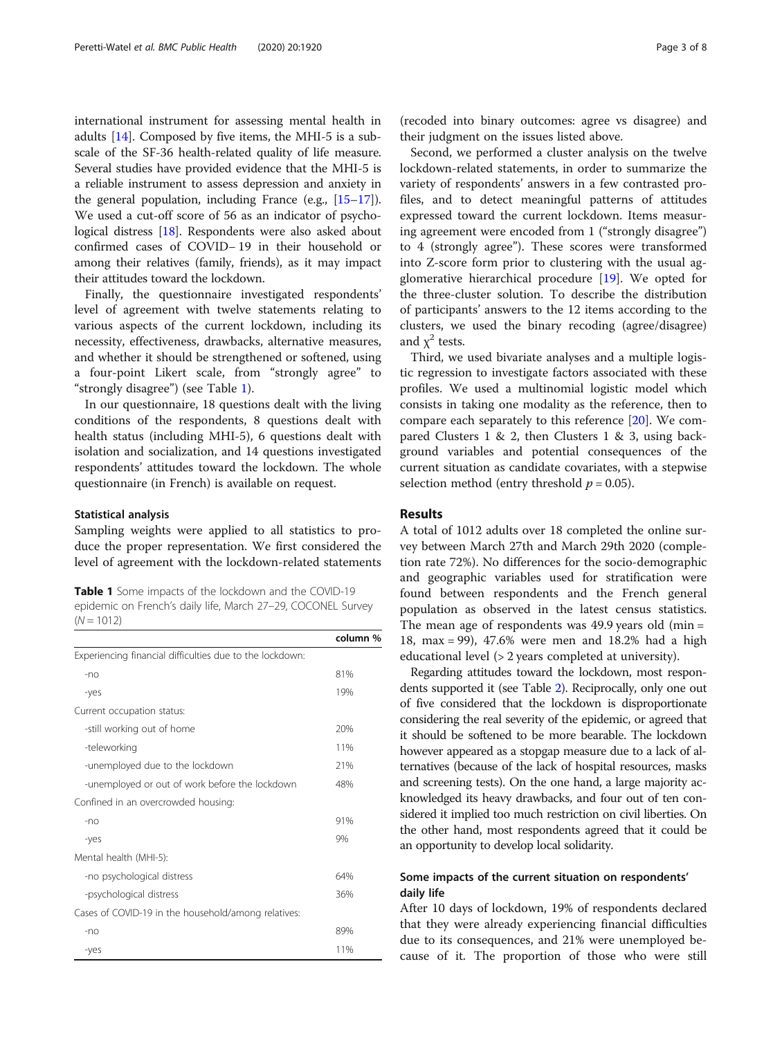international instrument for assessing mental health in adults [14]. Composed by five items, the MHI-5 is a subscale of the SF-36 health-related quality of life measure. Several studies have provided evidence that the MHI-5 is a reliable instrument to assess depression and anxiety in the general population, including France (e.g., [15–17]). We used a cut-off score of 56 as an indicator of psychological distress [18]. Respondents were also asked about confirmed cases of COVID- 19 in their household or among their relatives (family, friends), as it may impact their attitudes toward the lockdown.

Finally, the questionnaire investigated respondents' level of agreement with twelve statements relating to various aspects of the current lockdown, including its necessity, effectiveness, drawbacks, alternative measures, and whether it should be strengthened or softened, using a four-point Likert scale, from "strongly agree" to "strongly disagree") (see Table 1).

In our questionnaire, 18 questions dealt with the living conditions of the respondents, 8 questions dealt with health status (including MHI-5), 6 questions dealt with isolation and socialization, and 14 questions investigated respondents' attitudes toward the lockdown. The whole questionnaire (in French) is available on request.

### Statistical analysis

Sampling weights were applied to all statistics to produce the proper representation. We first considered the level of agreement with the lockdown-related statements (recoded into binary outcomes: agree vs disagree) and their judgment on the issues listed above.

**Table 1** Some impacts of the lockdown and the COVID-19 epidemic on French's daily life, March 27–29, COCONEL Survey (N = 1012)

| | column % |
|---|---|
| Experiencing financial difficulties due to the lockdown: | |
| -no | 81% |
| -yes | 19% |
| Current occupation status: | |
| -still working out of home | 20% |
| -teleworking | 11% |
| -unemployed due to the lockdown | 21% |
| -unemployed or out of work before the lockdown | 48% |
| Confined in an overcrowded housing: | |
| -no | 91% |
| -yes | 9% |
| Mental health (MHI-5): | |
| -no psychological distress | 64% |
| -psychological distress | 36% |
| Cases of COVID-19 in the household/among relatives: | |
| -no | 89% |
| -yes | 11% |

Second, we performed a cluster analysis on the twelve lockdown-related statements, in order to summarize the variety of respondents' answers in a few contrasted profiles, and to detect meaningful patterns of attitudes expressed toward the current lockdown. Items measuring agreement were encoded from 1 ("strongly disagree") to 4 (strongly agree"). These scores were transformed into Z-score form prior to clustering with the usual agglomerative hierarchical procedure [19]. We opted for the three-cluster solution. To describe the distribution of participants' answers to the 12 items according to the clusters, we used the binary recoding (agree/disagree) and $\chi^2$ tests.

Third, we used bivariate analyses and a multiple logistic regression to investigate factors associated with these profiles. We used a multinomial logistic model which consists in taking one modality as the reference, then to compare each separately to this reference [20]. We compared Clusters 1 & 2, then Clusters 1 & 3, using background variables and potential consequences of the current situation as candidate covariates, with a stepwise selection method (entry threshold $p = 0.05$).

## Results

A total of 1012 adults over 18 completed the online survey between March 27th and March 29th 2020 (completion rate 72%). No differences for the socio-demographic and geographic variables used for stratification were found between respondents and the French general population as observed in the latest census statistics. The mean age of respondents was 49.9 years old (min = 18, max = 99), 47.6% were men and 18.2% had a high educational level (> 2 years completed at university).

Regarding attitudes toward the lockdown, most respondents supported it (see Table 2). Reciprocally, only one out of five considered that the lockdown is disproportionate considering the real severity of the epidemic, or agreed that it should be softened to be more bearable. The lockdown however appeared as a stopgap measure due to a lack of alternatives (because of the lack of hospital resources, masks and screening tests). On the one hand, a large majority acknowledged its heavy drawbacks, and four out of ten considered it implied too much restriction on civil liberties. On the other hand, most respondents agreed that it could be an opportunity to develop local solidarity.

### Some impacts of the current situation on respondents' daily life

After 10 days of lockdown, 19% of respondents declared that they were already experiencing financial difficulties due to its consequences, and 21% were unemployed because of it. The proportion of those who were still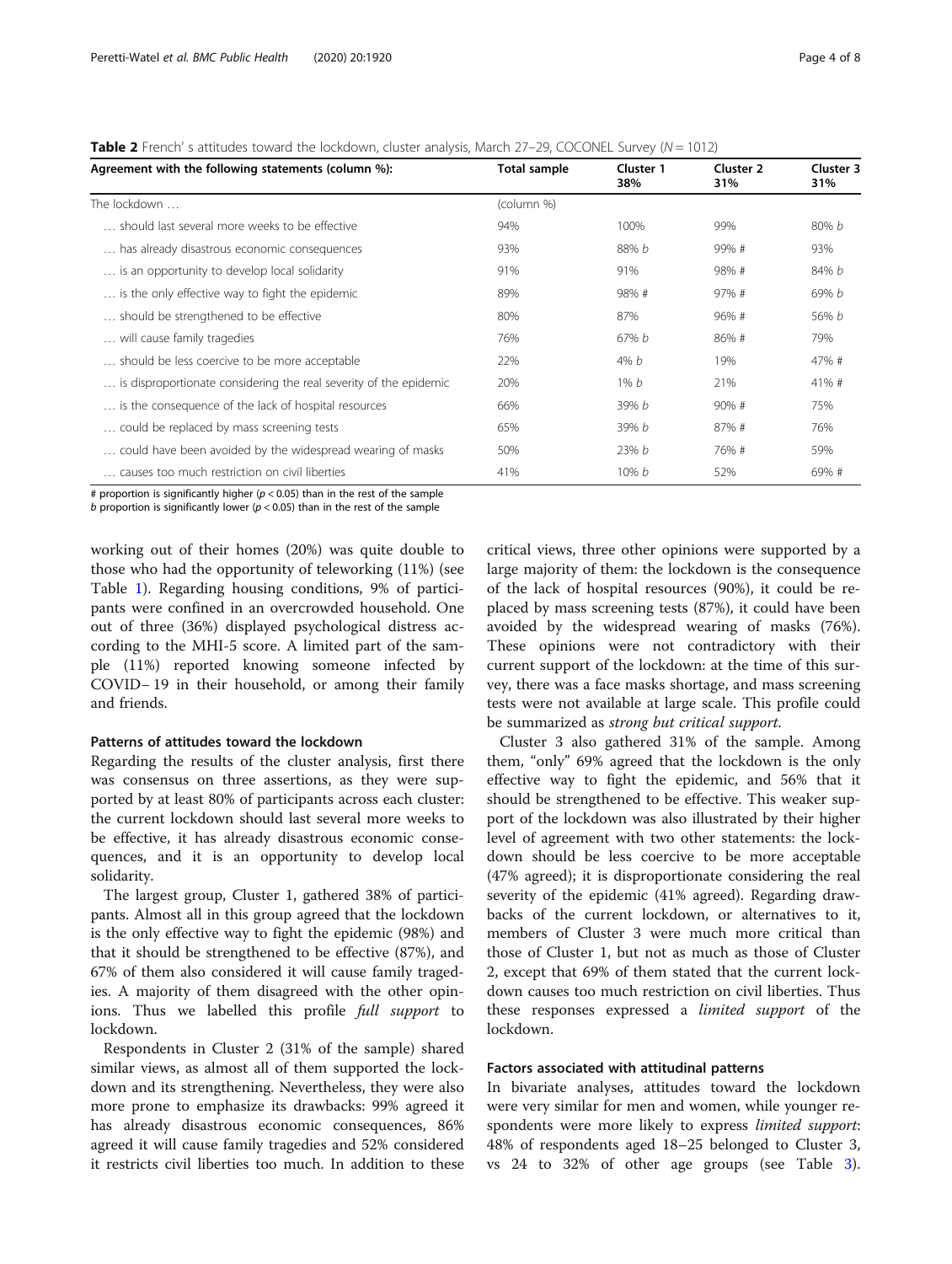**Table 2** French' s attitudes toward the lockdown, cluster analysis, March 27–29, COCONEL Survey ($N = 1012$)

| Agreement with the following statements (column %): | Total sample | Cluster 1 38% | Cluster 2 31% | Cluster 3 31% |
|---|---|---|---|---|
| The lockdown … | (column %) | | | |
| … should last several more weeks to be effective | 94% | 100% | 99% | 80% *b* |
| … has already disastrous economic consequences | 93% | 88% *b* | 99% # | 93% |
| … is an opportunity to develop local solidarity | 91% | 91% | 98% # | 84% *b* |
| … is the only effective way to fight the epidemic | 89% | 98% # | 97% # | 69% *b* |
| … should be strengthened to be effective | 80% | 87% | 96% # | 56% *b* |
| … will cause family tragedies | 76% | 67% *b* | 86% # | 79% |
| … should be less coercive to be more acceptable | 22% | 4% *b* | 19% | 47% # |
| … is disproportionate considering the real severity of the epidemic | 20% | 1% *b* | 21% | 41% # |
| … is the consequence of the lack of hospital resources | 66% | 39% *b* | 90% # | 75% |
| … could be replaced by mass screening tests | 65% | 39% *b* | 87% # | 76% |
| … could have been avoided by the widespread wearing of masks | 50% | 23% *b* | 76% # | 59% |
| … causes too much restriction on civil liberties | 41% | 10% *b* | 52% | 69% # |

\# proportion is significantly higher ($p < 0.05$) than in the rest of the sample
*b* proportion is significantly lower ($p < 0.05$) than in the rest of the sample

working out of their homes (20%) was quite double to those who had the opportunity of teleworking (11%) (see Table 1). Regarding housing conditions, 9% of participants were confined in an overcrowded household. One out of three (36%) displayed psychological distress according to the MHI-5 score. A limited part of the sample (11%) reported knowing someone infected by COVID-19 in their household, or among their family and friends.

### Patterns of attitudes toward the lockdown

Regarding the results of the cluster analysis, first there was consensus on three assertions, as they were supported by at least 80% of participants across each cluster: the current lockdown should last several more weeks to be effective, it has already disastrous economic consequences, and it is an opportunity to develop local solidarity.

The largest group, Cluster 1, gathered 38% of participants. Almost all in this group agreed that the lockdown is the only effective way to fight the epidemic (98%) and that it should be strengthened to be effective (87%), and 67% of them also considered it will cause family tragedies. A majority of them disagreed with the other opinions. Thus we labelled this profile *full support* to lockdown.

Respondents in Cluster 2 (31% of the sample) shared similar views, as almost all of them supported the lockdown and its strengthening. Nevertheless, they were also more prone to emphasize its drawbacks: 99% agreed it has already disastrous economic consequences, 86% agreed it will cause family tragedies and 52% considered it restricts civil liberties too much. In addition to these critical views, three other opinions were supported by a large majority of them: the lockdown is the consequence of the lack of hospital resources (90%), it could be replaced by mass screening tests (87%), it could have been avoided by the widespread wearing of masks (76%). These opinions were not contradictory with their current support of the lockdown: at the time of this survey, there was a face masks shortage, and mass screening tests were not available at large scale. This profile could be summarized as *strong but critical support.*

Cluster 3 also gathered 31% of the sample. Among them, "only" 69% agreed that the lockdown is the only effective way to fight the epidemic, and 56% that it should be strengthened to be effective. This weaker support of the lockdown was also illustrated by their higher level of agreement with two other statements: the lockdown should be less coercive to be more acceptable (47% agreed); it is disproportionate considering the real severity of the epidemic (41% agreed). Regarding drawbacks of the current lockdown, or alternatives to it, members of Cluster 3 were much more critical than those of Cluster 1, but not as much as those of Cluster 2, except that 69% of them stated that the current lockdown causes too much restriction on civil liberties. Thus these responses expressed a *limited support* of the lockdown.

### Factors associated with attitudinal patterns

In bivariate analyses, attitudes toward the lockdown were very similar for men and women, while younger respondents were more likely to express *limited support*: 48% of respondents aged 18–25 belonged to Cluster 3, vs 24 to 32% of other age groups (see Table 3).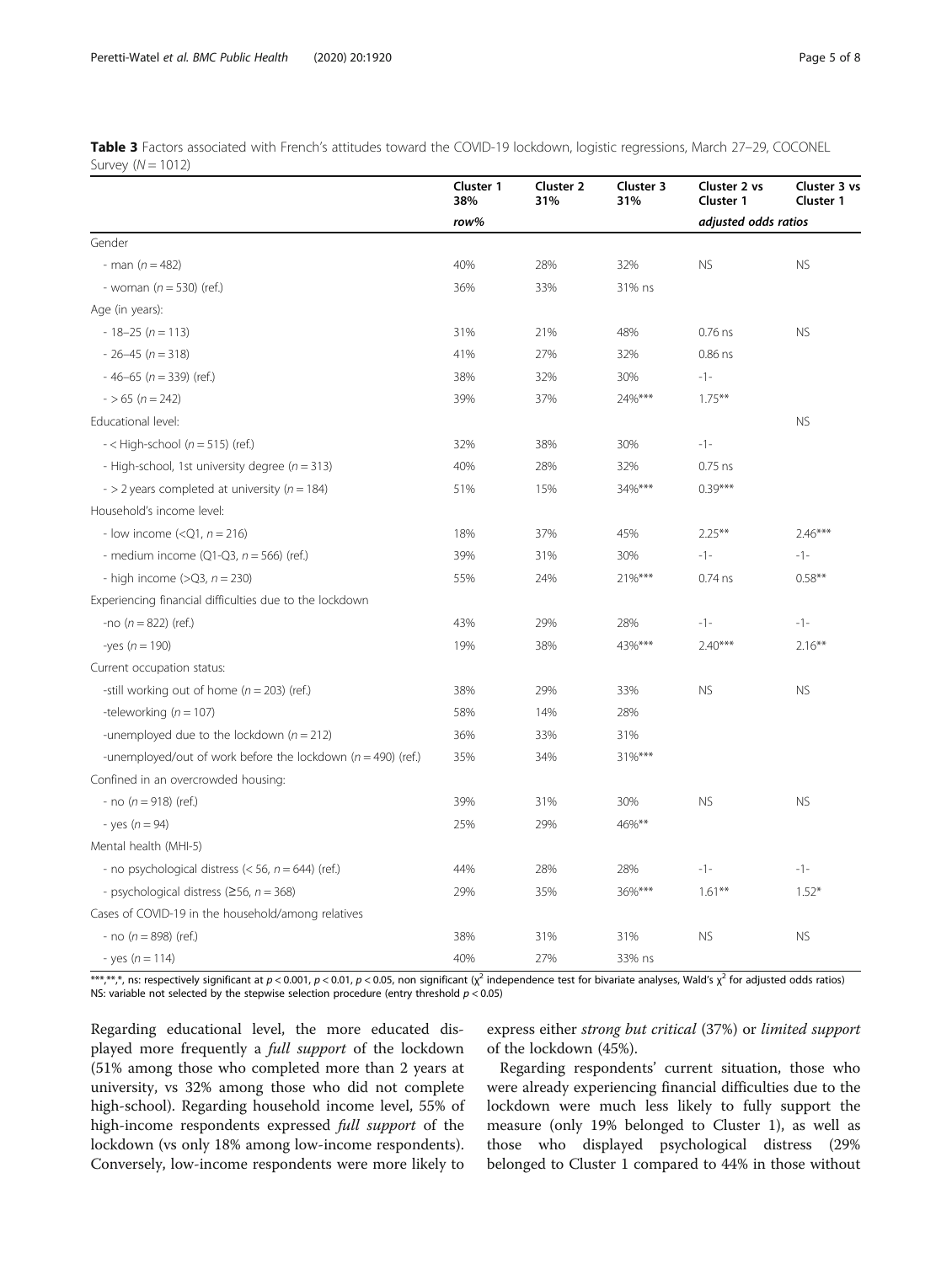**Table 3** Factors associated with French's attitudes toward the COVID-19 lockdown, logistic regressions, March 27–29, COCONEL Survey ($N = 1012$)

| | Cluster 1 38% | Cluster 2 31% | Cluster 3 31% | Cluster 2 vs Cluster 1 | Cluster 3 vs Cluster 1 |
|---|---|---|---|---|---|
| | row% | | | adjusted odds ratios | |
| Gender | | | | | |
| - man ($n = 482$) | 40% | 28% | 32% | NS | NS |
| - woman ($n = 530$) (ref.) | 36% | 33% | 31% ns | | |
| Age (in years): | | | | | |
| - 18–25 ($n = 113$) | 31% | 21% | 48% | 0.76 ns | NS |
| - 26–45 ($n = 318$) | 41% | 27% | 32% | 0.86 ns | |
| - 46–65 ($n = 339$) (ref.) | 38% | 32% | 30% | -1- | |
| - > 65 ($n = 242$) | 39% | 37% | 24%*** | 1.75** | |
| Educational level: | | | | | NS |
| - < High-school ($n = 515$) (ref.) | 32% | 38% | 30% | -1- | |
| - High-school, 1st university degree ($n = 313$) | 40% | 28% | 32% | 0.75 ns | |
| - > 2 years completed at university ($n = 184$) | 51% | 15% | 34%*** | 0.39*** | |
| Household's income level: | | | | | |
| - low income (<Q1, $n = 216$) | 18% | 37% | 45% | 2.25** | 2.46*** |
| - medium income (Q1-Q3, $n = 566$) (ref.) | 39% | 31% | 30% | -1- | -1- |
| - high income (>Q3, $n = 230$) | 55% | 24% | 21%*** | 0.74 ns | 0.58** |
| Experiencing financial difficulties due to the lockdown | | | | | |
| -no ($n = 822$) (ref.) | 43% | 29% | 28% | -1- | -1- |
| -yes ($n = 190$) | 19% | 38% | 43%*** | 2.40*** | 2.16** |
| Current occupation status: | | | | | |
| -still working out of home ($n = 203$) (ref.) | 38% | 29% | 33% | NS | NS |
| -teleworking ($n = 107$) | 58% | 14% | 28% | | |
| -unemployed due to the lockdown ($n = 212$) | 36% | 33% | 31% | | |
| -unemployed/out of work before the lockdown ($n = 490$) (ref.) | 35% | 34% | 31%*** | | |
| Confined in an overcrowded housing: | | | | | |
| - no ($n = 918$) (ref.) | 39% | 31% | 30% | NS | NS |
| - yes ($n = 94$) | 25% | 29% | 46%** | | |
| Mental health (MHI-5) | | | | | |
| - no psychological distress (< 56, $n = 644$) (ref.) | 44% | 28% | 28% | -1- | -1- |
| - psychological distress (≥56, $n = 368$) | 29% | 35% | 36%*** | 1.61** | 1.52* |
| Cases of COVID-19 in the household/among relatives | | | | | |
| - no ($n = 898$) (ref.) | 38% | 31% | 31% | NS | NS |
| - yes ($n = 114$) | 40% | 27% | 33% ns | | |

***,**,*, ns: respectively significant at $p < 0.001$, $p < 0.01$, $p < 0.05$, non significant ($\chi^2$ independence test for bivariate analyses, Wald's $\chi^2$ for adjusted odds ratios)
NS: variable not selected by the stepwise selection procedure (entry threshold $p < 0.05$)

Regarding educational level, the more educated displayed more frequently a *full support* of the lockdown (51% among those who completed more than 2 years at university, vs 32% among those who did not complete high-school). Regarding household income level, 55% of high-income respondents expressed *full support* of the lockdown (vs only 18% among low-income respondents). Conversely, low-income respondents were more likely to express either *strong but critical* (37%) or *limited support* of the lockdown (45%).

Regarding respondents' current situation, those who were already experiencing financial difficulties due to the lockdown were much less likely to fully support the measure (only 19% belonged to Cluster 1), as well as those who displayed psychological distress (29% belonged to Cluster 1 compared to 44% in those without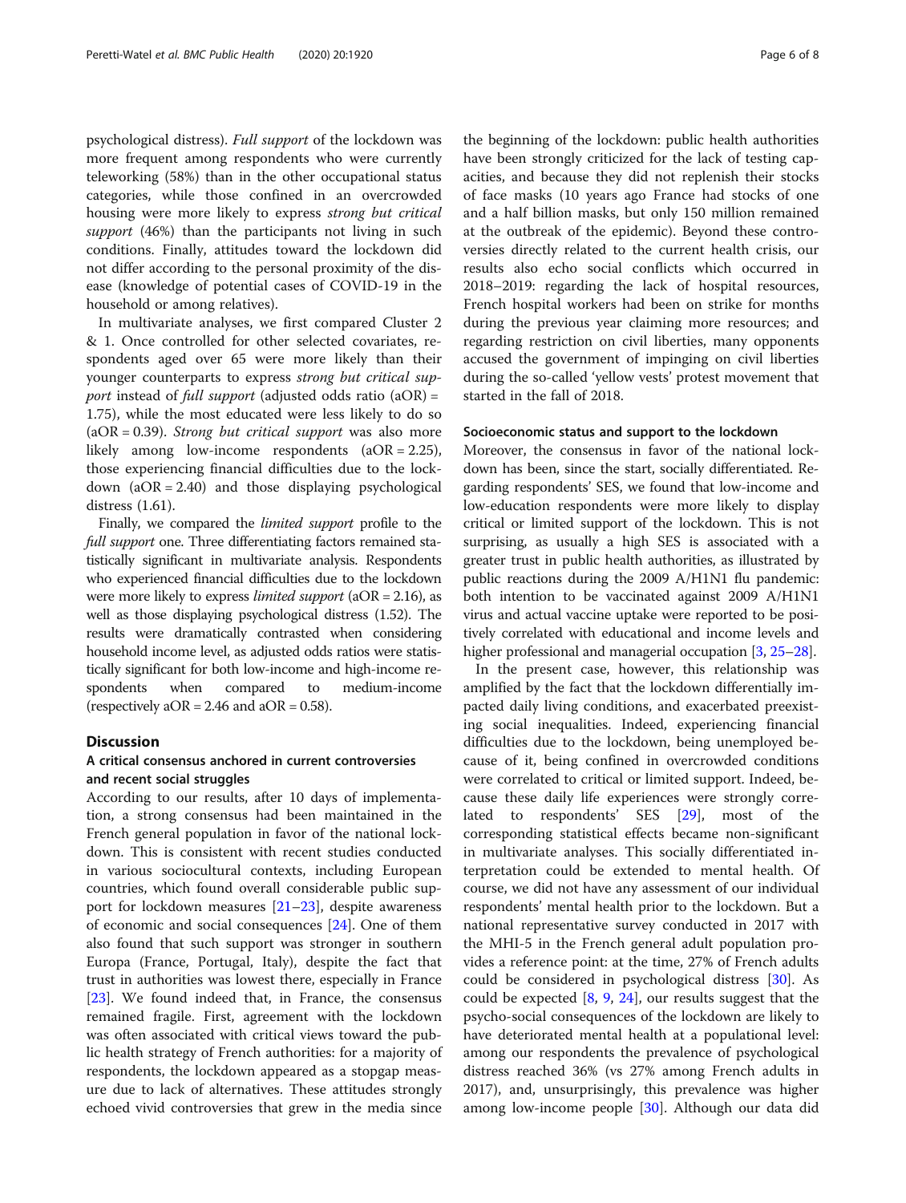psychological distress). *Full support* of the lockdown was more frequent among respondents who were currently teleworking (58%) than in the other occupational status categories, while those confined in an overcrowded housing were more likely to express *strong but critical support* (46%) than the participants not living in such conditions. Finally, attitudes toward the lockdown did not differ according to the personal proximity of the disease (knowledge of potential cases of COVID-19 in the household or among relatives).

In multivariate analyses, we first compared Cluster 2 & 1. Once controlled for other selected covariates, respondents aged over 65 were more likely than their younger counterparts to express *strong but critical support* instead of *full support* (adjusted odds ratio (aOR) = 1.75), while the most educated were less likely to do so (aOR = 0.39). *Strong but critical support* was also more likely among low-income respondents (aOR = 2.25), those experiencing financial difficulties due to the lockdown (aOR = 2.40) and those displaying psychological distress (1.61).

Finally, we compared the *limited support* profile to the *full support* one. Three differentiating factors remained statistically significant in multivariate analysis. Respondents who experienced financial difficulties due to the lockdown were more likely to express *limited support* (aOR = 2.16), as well as those displaying psychological distress (1.52). The results were dramatically contrasted when considering household income level, as adjusted odds ratios were statistically significant for both low-income and high-income respondents when compared to medium-income (respectively aOR = 2.46 and aOR = 0.58).

## Discussion

### A critical consensus anchored in current controversies and recent social struggles

According to our results, after 10 days of implementation, a strong consensus had been maintained in the French general population in favor of the national lockdown. This is consistent with recent studies conducted in various sociocultural contexts, including European countries, which found overall considerable public support for lockdown measures [21–23], despite awareness of economic and social consequences [24]. One of them also found that such support was stronger in southern Europa (France, Portugal, Italy), despite the fact that trust in authorities was lowest there, especially in France [23]. We found indeed that, in France, the consensus remained fragile. First, agreement with the lockdown was often associated with critical views toward the public health strategy of French authorities: for a majority of respondents, the lockdown appeared as a stopgap measure due to lack of alternatives. These attitudes strongly echoed vivid controversies that grew in the media since the beginning of the lockdown: public health authorities have been strongly criticized for the lack of testing capacities, and because they did not replenish their stocks of face masks (10 years ago France had stocks of one and a half billion masks, but only 150 million remained at the outbreak of the epidemic). Beyond these controversies directly related to the current health crisis, our results also echo social conflicts which occurred in 2018–2019: regarding the lack of hospital resources, French hospital workers had been on strike for months during the previous year claiming more resources; and regarding restriction on civil liberties, many opponents accused the government of impinging on civil liberties during the so-called 'yellow vests' protest movement that started in the fall of 2018.

### Socioeconomic status and support to the lockdown

Moreover, the consensus in favor of the national lockdown has been, since the start, socially differentiated. Regarding respondents' SES, we found that low-income and low-education respondents were more likely to display critical or limited support of the lockdown. This is not surprising, as usually a high SES is associated with a greater trust in public health authorities, as illustrated by public reactions during the 2009 A/H1N1 flu pandemic: both intention to be vaccinated against 2009 A/H1N1 virus and actual vaccine uptake were reported to be positively correlated with educational and income levels and higher professional and managerial occupation [3, 25–28].

In the present case, however, this relationship was amplified by the fact that the lockdown differentially impacted daily living conditions, and exacerbated preexisting social inequalities. Indeed, experiencing financial difficulties due to the lockdown, being unemployed because of it, being confined in overcrowded conditions were correlated to critical or limited support. Indeed, because these daily life experiences were strongly correlated to respondents' SES [29], most of the corresponding statistical effects became non-significant in multivariate analyses. This socially differentiated interpretation could be extended to mental health. Of course, we did not have any assessment of our individual respondents' mental health prior to the lockdown. But a national representative survey conducted in 2017 with the MHI-5 in the French general adult population provides a reference point: at the time, 27% of French adults could be considered in psychological distress [30]. As could be expected [8, 9, 24], our results suggest that the psycho-social consequences of the lockdown are likely to have deteriorated mental health at a populational level: among our respondents the prevalence of psychological distress reached 36% (vs 27% among French adults in 2017), and, unsurprisingly, this prevalence was higher among low-income people [30]. Although our data did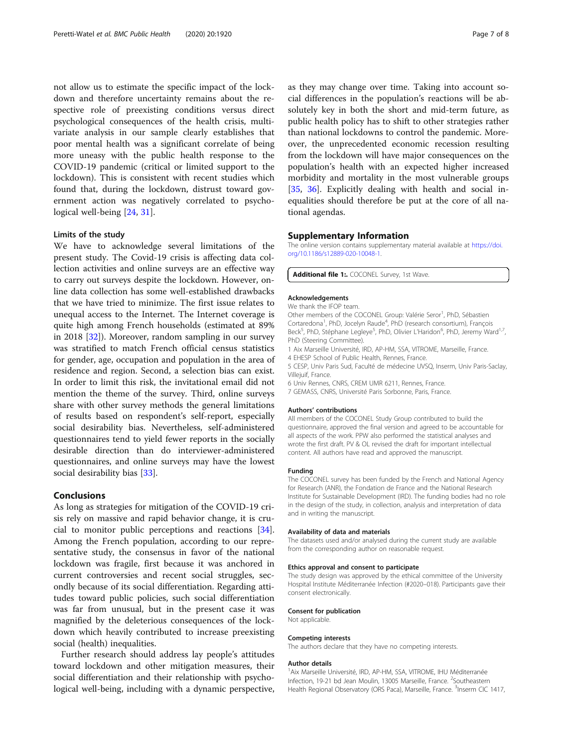not allow us to estimate the specific impact of the lockdown and therefore uncertainty remains about the respective role of preexisting conditions versus direct psychological consequences of the health crisis, multivariate analysis in our sample clearly establishes that poor mental health was a significant correlate of being more uneasy with the public health response to the COVID-19 pandemic (critical or limited support to the lockdown). This is consistent with recent studies which found that, during the lockdown, distrust toward government action was negatively correlated to psychological well-being [24, 31].

### Limits of the study

We have to acknowledge several limitations of the present study. The Covid-19 crisis is affecting data collection activities and online surveys are an effective way to carry out surveys despite the lockdown. However, online data collection has some well-established drawbacks that we have tried to minimize. The first issue relates to unequal access to the Internet. The Internet coverage is quite high among French households (estimated at 89% in 2018 [32]). Moreover, random sampling in our survey was stratified to match French official census statistics for gender, age, occupation and population in the area of residence and region. Second, a selection bias can exist. In order to limit this risk, the invitational email did not mention the theme of the survey. Third, online surveys share with other survey methods the general limitations of results based on respondent's self-report, especially social desirability bias. Nevertheless, self-administered questionnaires tend to yield fewer reports in the socially desirable direction than do interviewer-administered questionnaires, and online surveys may have the lowest social desirability bias [33].

## Conclusions

As long as strategies for mitigation of the COVID-19 crisis rely on massive and rapid behavior change, it is crucial to monitor public perceptions and reactions [34]. Among the French population, according to our representative study, the consensus in favor of the national lockdown was fragile, first because it was anchored in current controversies and recent social struggles, secondly because of its social differentiation. Regarding attitudes toward public policies, such social differentiation was far from unusual, but in the present case it was magnified by the deleterious consequences of the lockdown which heavily contributed to increase preexisting social (health) inequalities.

Further research should address lay people's attitudes toward lockdown and other mitigation measures, their social differentiation and their relationship with psychological well-being, including with a dynamic perspective, as they may change over time. Taking into account social differences in the population's reactions will be absolutely key in both the short and mid-term future, as public health policy has to shift to other strategies rather than national lockdowns to control the pandemic. Moreover, the unprecedented economic recession resulting from the lockdown will have major consequences on the population's health with an expected higher increased morbidity and mortality in the most vulnerable groups [35, 36]. Explicitly dealing with health and social inequalities should therefore be put at the core of all national agendas.

## Supplementary Information

The online version contains supplementary material available at https://doi.org/10.1186/s12889-020-10048-1.

**Additional file 1:** COCONEL Survey, 1st Wave.

### Acknowledgements

We thank the IFOP team.

Other members of the COCONEL Group: Valérie Seror[1], PhD, Sébastien Cortaredona[1], PhD, Jocelyn Raude[4], PhD (research consortium), François Beck[5], PhD, Stéphane Legleye[5], PhD, Olivier L'Haridon[6], PhD, Jeremy Ward[1,7], PhD (Steering Committee).

1 Aix Marseille Université, IRD, AP-HM, SSA, VITROME, Marseille, France.

4 EHESP School of Public Health, Rennes, France.

5 CESP, Univ Paris Sud, Faculté de médecine UVSQ, Inserm, Univ Paris-Saclay, Villejuif, France.

6 Univ Rennes, CNRS, CREM UMR 6211, Rennes, France.

7 GEMASS, CNRS, Université Paris Sorbonne, Paris, France.

### Authors' contributions

All members of the COCONEL Study Group contributed to build the questionnaire, approved the final version and agreed to be accountable for all aspects of the work. PPW also performed the statistical analyses and wrote the first draft. PV & OL revised the draft for important intellectual content. All authors have read and approved the manuscript.

### Funding

The COCONEL survey has been funded by the French and National Agency for Research (ANR), the Fondation de France and the National Research Institute for Sustainable Development (IRD). The funding bodies had no role in the design of the study, in collection, analysis and interpretation of data and in writing the manuscript.

### Availability of data and materials

The datasets used and/or analysed during the current study are available from the corresponding author on reasonable request.

### Ethics approval and consent to participate

The study design was approved by the ethical committee of the University Hospital Institute Méditerranée Infection (#2020–018). Participants gave their consent electronically.

### Consent for publication

Not applicable.

### Competing interests

The authors declare that they have no competing interests.

### Author details

[1]Aix Marseille Université, IRD, AP-HM, SSA, VITROME, IHU Méditerranée Infection, 19-21 bd Jean Moulin, 13005 Marseille, France. [2]Southeastern Health Regional Observatory (ORS Paca), Marseille, France. [3]Inserm CIC 1417,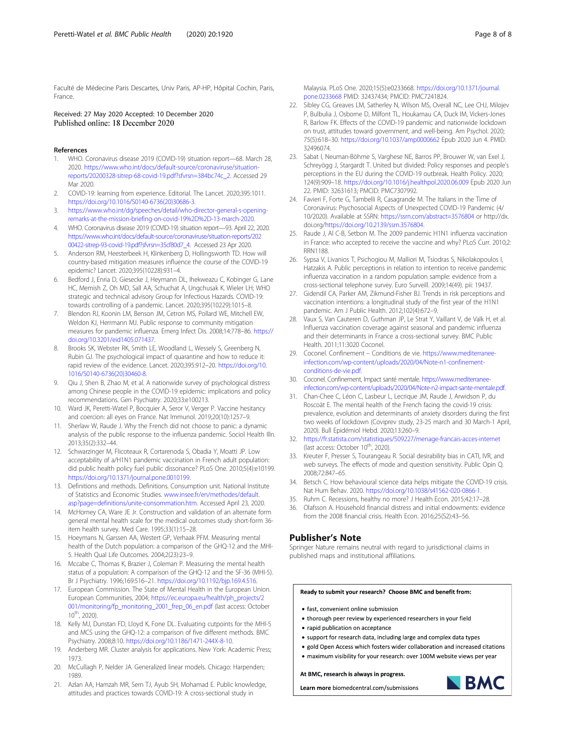Faculté de Médecine Paris Descartes, Univ Paris, AP-HP, Hôpital Cochin, Paris, France.

Received: 27 May 2020 Accepted: 10 December 2020
Published online: 18 December 2020

## References

1. WHO. Coronavirus disease 2019 (COVID-19) situation report—68. March 28, 2020. https://www.who.int/docs/default-source/coronaviruse/situation-reports/20200328-sitrep-68-covid-19.pdf?sfvrsn=384bc74c_2. Accessed 29 Mar 2020.
2. COVID-19: learning from experience. Editorial. The Lancet. 2020;395:1011. https://doi.org/10.1016/S0140-6736(20)30686-3.
3. https://www.who.int/dg/speeches/detail/who-director-general-s-opening-remarks-at-the-mission-briefing-on-covid-19%2D%2D-13-march-2020.
4. WHO. Coronavirus disease 2019 (COVID-19) situation report—93. April 22, 2020. https://www.who.int/docs/default-source/coronaviruse/situation-reports/20200422-sitrep-93-covid-19.pdf?sfvrsn=35cf80d7_4. Accessed 23 Apr 2020.
5. Anderson RM, Heesterbeek H, Klinkenberg D, Hollingsworth TD. How will country-based mitigation measures influence the course of the COVID-19 epidemic? Lancet. 2020;395(10228):931–4.
6. Bedford J, Enria D, Giesecke J, Heymann DL, Ihekweazu C, Kobinger G, Lane HC, Memish Z, Oh MD, Sall AA, Schuchat A, Ungchusak K. Wieler LH; WHO strategic and technical advisory Group for Infectious Hazards. COVID-19: towards controlling of a pandemic. Lancet. 2020;395(10229):1015–8.
7. Blendon RJ, Koonin LM, Benson JM, Cetron MS, Pollard WE, Mitchell EW, Weldon KJ, Herrmann MJ. Public response to community mitigation measures for pandemic influenza. Emerg Infect Dis. 2008;14:778–86. https://doi.org/10.3201/eid1405.071437.
8. Brooks SK, Webster RK, Smith LE, Woodland L, Wessely S, Greenberg N, Rubin GJ. The psychological impact of quarantine and how to reduce it: rapid review of the evidence. Lancet. 2020;395:912–20. https://doi.org/10.1016/S0140-6736(20)30460-8.
9. Qiu J, Shen B, Zhao M, et al. A nationwide survey of psychological distress among Chinese people in the COVID-19 epidemic: implications and policy recommendations. Gen Psychiatry. 2020;33:e100213.
10. Ward JK, Peretti-Watel P, Bocquier A, Seror V, Verger P. Vaccine hesitancy and coercion: all eyes on France. Nat Immunol. 2019;20(10):1257–9.
11. Sherlaw W, Raude J. Why the French did not choose to panic: a dynamic analysis of the public response to the influenza pandemic. Sociol Health Illn. 2013;35(2):332–44.
12. Schwarzinger M, Flicoteaux R, Cortarenoda S, Obadia Y, Moatti JP. Low acceptability of a/H1N1 pandemic vaccination in French adult population: did public health policy fuel public dissonance? PLoS One. 2010;5(4):e10199. https://doi.org/10.1371/journal.pone.0010199.
13. Definitions and methods. Definitions. Consumption unit. National Institute of Statistics and Economic Studies. www.insee.fr/en/methodes/default.asp?page=definitions/unite-consommation.htm. Accessed April 23, 2020.
14. McHorney CA, Ware JE Jr. Construction and validation of an alternate form general mental health scale for the medical outcomes study short-form 36-item health survey. Med Care. 1995;33(1):15–28.
15. Hoeymans N, Garssen AA, Westert GP, Verhaak PFM. Measuring mental health of the Dutch population: a comparison of the GHQ-12 and the MHI-5. Health Qual Life Outcomes. 2004;2(23):23–9.
16. Mccabe C, Thomas K, Brazier J, Coleman P. Measuring the mental health status of a population: A comparison of the GHQ-12 and the SF-36 (MHI-5). Br J Psychiatry. 1996;169:516–21. https://doi.org/10.1192/bjp.169.4.516.
17. European Commission. The State of Mental Health in the European Union. European Communities, 2004; https://ec.europa.eu/health/ph_projects/2001/monitoring/fp_monitoring_2001_frep_06_en.pdf (last access: October 10th, 2020).
18. Kelly MJ, Dunstan FD, Lloyd K, Fone DL. Evaluating cutpoints for the MHI-5 and MCS using the GHQ-12: a comparison of five different methods. BMC Psychiatry. 2008;8:10. https://doi.org/10.1186/1471-244X-8-10.
19. Anderberg MR. Cluster analysis for applications. New York: Academic Press; 1973.
20. McCullagh P, Nelder JA. Generalized linear models. Chicago: Harpenden; 1989.
21. Azlan AA, Hamzah MR, Sern TJ, Ayub SH, Mohamad E. Public knowledge, attitudes and practices towards COVID-19: A cross-sectional study in Malaysia. PLoS One. 2020;15(5):e0233668. https://doi.org/10.1371/journal.pone.0233668 PMID: 32437434; PMCID: PMC7241824.
22. Sibley CG, Greaves LM, Satherley N, Wilson MS, Overall NC, Lee CHJ, Milojev P, Bulbulia J, Osborne D, Milfont TL, Houkamau CA, Duck IM, Vickers-Jones R, Barlow FK. Effects of the COVID-19 pandemic and nationwide lockdown on trust, attitudes toward government, and well-being. Am Psychol. 2020;75(5):618–30. https://doi.org/10.1037/amp0000662 Epub 2020 Jun 4. PMID: 32496074.
23. Sabat I, Neuman-Böhme S, Varghese NE, Barros PP, Brouwer W, van Exel J, Schreyögg J, Stargardt T. United but divided: Policy responses and people's perceptions in the EU during the COVID-19 outbreak. Health Policy. 2020;124(9):909–18. https://doi.org/10.1016/j.healthpol.2020.06.009 Epub 2020 Jun 22. PMID: 32631613; PMCID: PMC7307992.
24. Favieri F, Forte G, Tambelli R, Casagrande M. The Italians in the Time of Coronavirus: Psychosocial Aspects of Unexpected COVID-19 Pandemic (4/10/2020). Available at SSRN: https://ssrn.com/abstract=3576804 or http://dx.doi.org/https://doi.org/10.2139/ssrn.3576804.
25. Raude J, Al C-B, Setbon M. The 2009 pandemic H1N1 influenza vaccination in France: who accepted to receive the vaccine and why? PLoS Curr. 2010;2: RRN1188.
26. Sypsa V, Livanios T, Psichogiou M, Malliori M, Tsiodras S, Nikolakopoulos I, Hatzakis A. Public perceptions in relation to intention to receive pandemic influenza vaccination in a random population sample: evidence from a cross-sectional telephone survey. Euro Surveill. 2009;14(49). pii: 19437.
27. Gidendil CA, Parker AM, Zikmund-Fisher BJ. Trends in risk perceptions and vaccination intentions: a longitudinal study of the first year of the H1N1 pandemic. Am J Public Health. 2012;102(4):672–9.
28. Vaux S, Van Cauteren D, Guthman JP, Le Strat Y, Vaillant V, de Valk H, et al. Influenza vaccination coverage against seasonal and pandemic influenza and their determinants in France: a cross-sectional survey. BMC Public Health. 2011;11:3020 Coconel.
29. Coconel. Confinement – Conditions de vie. https://www.mediterranee-infection.com/wp-content/uploads/2020/04/Note-n1-confinement-conditions-de-vie.pdf.
30. Coconel. Confinement, Impact santé mentale. https://www.mediterranee-infection.com/wp-content/uploads/2020/04/Note-n2-impact-sante-mentale.pdf.
31. Chan-Chee C, Léon C, Lasbeur L, Lecrique JM, Raude J, Arwidson P, du Roscoät E. The mental health of the French facing the covid-19 crisis: prevalence, evolution and determinants of anxiety disorders during the first two weeks of lockdown (Coviprev study, 23-25 march and 30 March-1 April, 2020). Bull Epidémiol Hebd. 2020;13:260–9.
32. https://fr.statista.com/statistiques/509227/menage-francais-acces-internet (last access: October 10th, 2020).
33. Kreuter F, Presser S, Tourangeau R. Social desirability bias in CATI, IVR, and web surveys. The effects of mode and question sensitivity. Public Opin Q. 2008;72:847–65.
34. Betsch C. How behavioural science data helps mitigate the COVID-19 crisis. Nat Hum Behav. 2020. https://doi.org/10.1038/s41562-020-0866-1.
35. Ruhm C. Recessions, healthy no more? J Health Econ. 2015;42:17–28.
36. Olafsson A. Household financial distress and initial endowments: evidence from the 2008 financial crisis. Health Econ. 2016;25(S2):43–56.

## Publisher's Note

Springer Nature remains neutral with regard to jurisdictional claims in published maps and institutional affiliations.

**Ready to submit your research? Choose BMC and benefit from:**

- fast, convenient online submission
- thorough peer review by experienced researchers in your field
- rapid publication on acceptance
- support for research data, including large and complex data types
- gold Open Access which fosters wider collaboration and increased citations
- maximum visibility for your research: over 100M website views per year

**At BMC, research is always in progress.**

**Learn more** biomedcentral.com/submissions